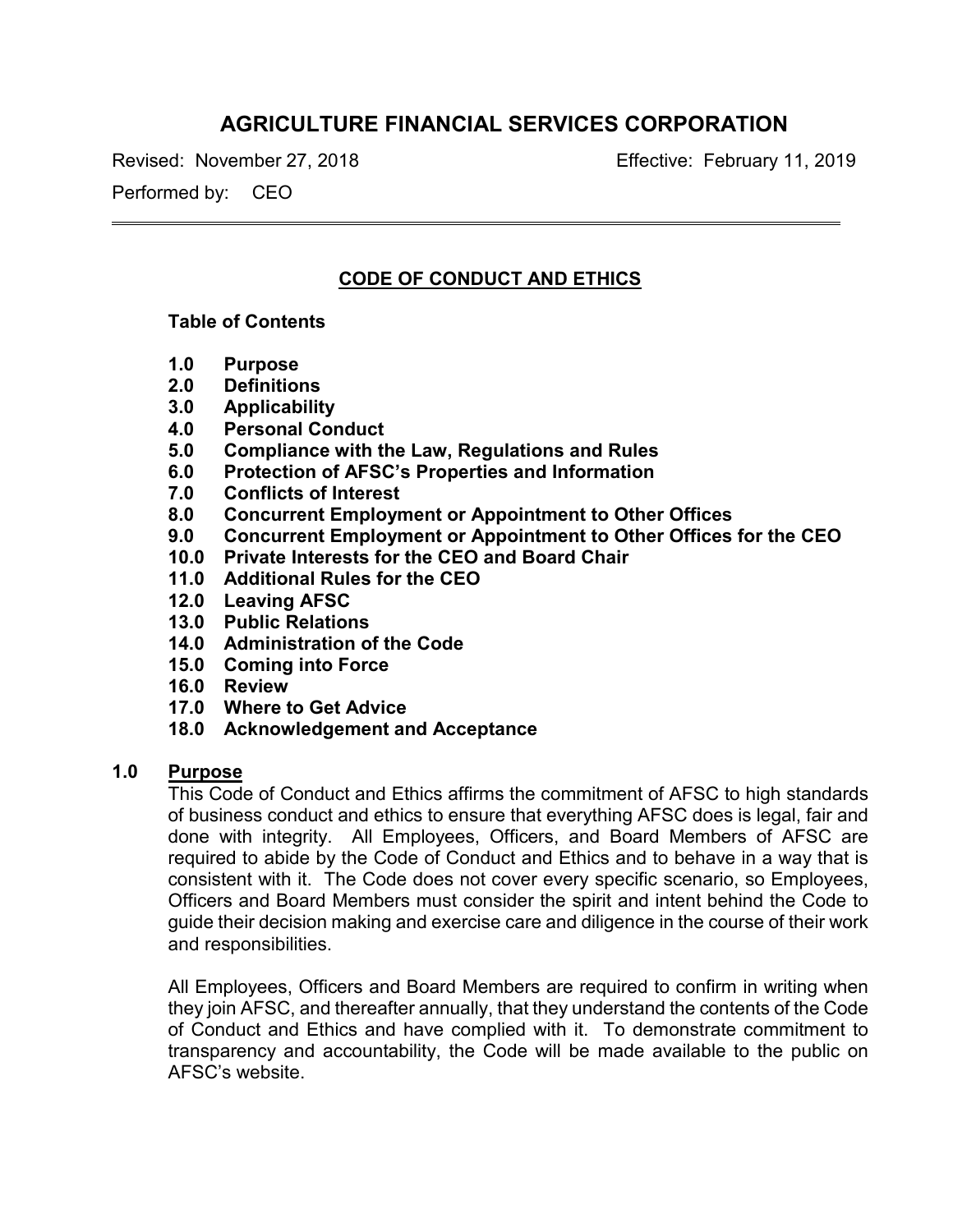# AGRICULTURE FINANCIAL SERVICES CORPORATION

Revised: November 27, 2018 Effective: February 11, 2019

Performed by: CEO

---

## CODE OF CONDUCT AND ETHICS

**Table of Contents**

**1.0 Purpose**
**2.0 Definitions**
**3.0 Applicability**
**4.0 Personal Conduct**
**5.0 Compliance with the Law, Regulations and Rules**
**6.0 Protection of AFSC's Properties and Information**
**7.0 Conflicts of Interest**
**8.0 Concurrent Employment or Appointment to Other Offices**
**9.0 Concurrent Employment or Appointment to Other Offices for the CEO**
**10.0 Private Interests for the CEO and Board Chair**
**11.0 Additional Rules for the CEO**
**12.0 Leaving AFSC**
**13.0 Public Relations**
**14.0 Administration of the Code**
**15.0 Coming into Force**
**16.0 Review**
**17.0 Where to Get Advice**
**18.0 Acknowledgement and Acceptance**

### 1.0 Purpose

This Code of Conduct and Ethics affirms the commitment of AFSC to high standards of business conduct and ethics to ensure that everything AFSC does is legal, fair and done with integrity. All Employees, Officers, and Board Members of AFSC are required to abide by the Code of Conduct and Ethics and to behave in a way that is consistent with it. The Code does not cover every specific scenario, so Employees, Officers and Board Members must consider the spirit and intent behind the Code to guide their decision making and exercise care and diligence in the course of their work and responsibilities.

All Employees, Officers and Board Members are required to confirm in writing when they join AFSC, and thereafter annually, that they understand the contents of the Code of Conduct and Ethics and have complied with it. To demonstrate commitment to transparency and accountability, the Code will be made available to the public on AFSC's website.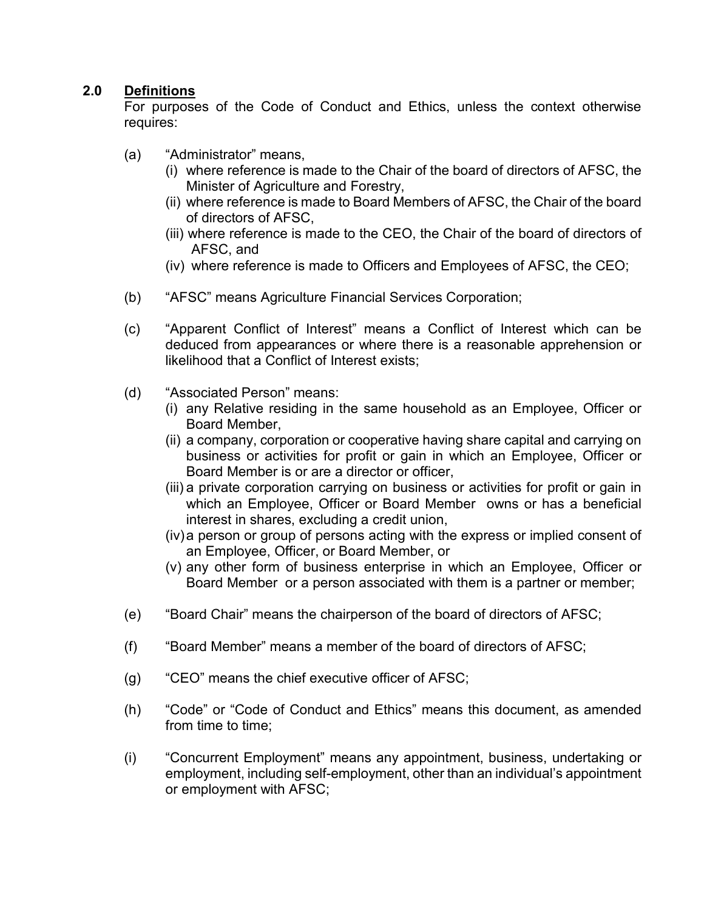## 2.0 Definitions

For purposes of the Code of Conduct and Ethics, unless the context otherwise requires:

(a) "Administrator" means,
  (i) where reference is made to the Chair of the board of directors of AFSC, the Minister of Agriculture and Forestry,
  (ii) where reference is made to Board Members of AFSC, the Chair of the board of directors of AFSC,
  (iii) where reference is made to the CEO, the Chair of the board of directors of AFSC, and
  (iv) where reference is made to Officers and Employees of AFSC, the CEO;

(b) "AFSC" means Agriculture Financial Services Corporation;

(c) "Apparent Conflict of Interest" means a Conflict of Interest which can be deduced from appearances or where there is a reasonable apprehension or likelihood that a Conflict of Interest exists;

(d) "Associated Person" means:
  (i) any Relative residing in the same household as an Employee, Officer or Board Member,
  (ii) a company, corporation or cooperative having share capital and carrying on business or activities for profit or gain in which an Employee, Officer or Board Member is or are a director or officer,
  (iii) a private corporation carrying on business or activities for profit or gain in which an Employee, Officer or Board Member owns or has a beneficial interest in shares, excluding a credit union,
  (iv) a person or group of persons acting with the express or implied consent of an Employee, Officer, or Board Member, or
  (v) any other form of business enterprise in which an Employee, Officer or Board Member or a person associated with them is a partner or member;

(e) "Board Chair" means the chairperson of the board of directors of AFSC;

(f) "Board Member" means a member of the board of directors of AFSC;

(g) "CEO" means the chief executive officer of AFSC;

(h) "Code" or "Code of Conduct and Ethics" means this document, as amended from time to time;

(i) "Concurrent Employment" means any appointment, business, undertaking or employment, including self-employment, other than an individual's appointment or employment with AFSC;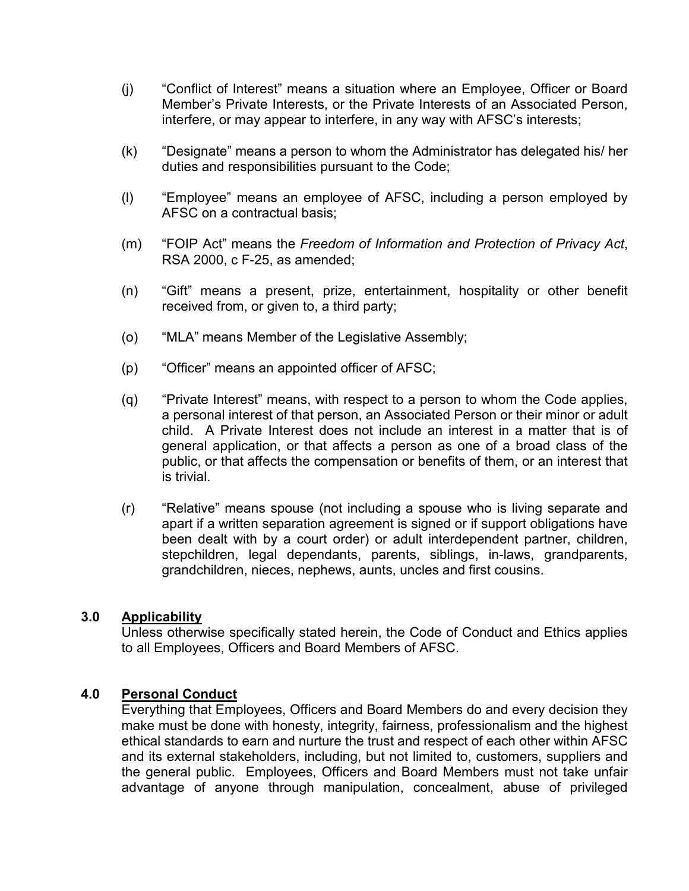(j) "Conflict of Interest" means a situation where an Employee, Officer or Board Member's Private Interests, or the Private Interests of an Associated Person, interfere, or may appear to interfere, in any way with AFSC's interests;

(k) "Designate" means a person to whom the Administrator has delegated his/ her duties and responsibilities pursuant to the Code;

(l) "Employee" means an employee of AFSC, including a person employed by AFSC on a contractual basis;

(m) "FOIP Act" means the *Freedom of Information and Protection of Privacy Act*, RSA 2000, c F-25, as amended;

(n) "Gift" means a present, prize, entertainment, hospitality or other benefit received from, or given to, a third party;

(o) "MLA" means Member of the Legislative Assembly;

(p) "Officer" means an appointed officer of AFSC;

(q) "Private Interest" means, with respect to a person to whom the Code applies, a personal interest of that person, an Associated Person or their minor or adult child. A Private Interest does not include an interest in a matter that is of general application, or that affects a person as one of a broad class of the public, or that affects the compensation or benefits of them, or an interest that is trivial.

(r) "Relative" means spouse (not including a spouse who is living separate and apart if a written separation agreement is signed or if support obligations have been dealt with by a court order) or adult interdependent partner, children, stepchildren, legal dependants, parents, siblings, in-laws, grandparents, grandchildren, nieces, nephews, aunts, uncles and first cousins.

## 3.0 Applicability

Unless otherwise specifically stated herein, the Code of Conduct and Ethics applies to all Employees, Officers and Board Members of AFSC.

## 4.0 Personal Conduct

Everything that Employees, Officers and Board Members do and every decision they make must be done with honesty, integrity, fairness, professionalism and the highest ethical standards to earn and nurture the trust and respect of each other within AFSC and its external stakeholders, including, but not limited to, customers, suppliers and the general public. Employees, Officers and Board Members must not take unfair advantage of anyone through manipulation, concealment, abuse of privileged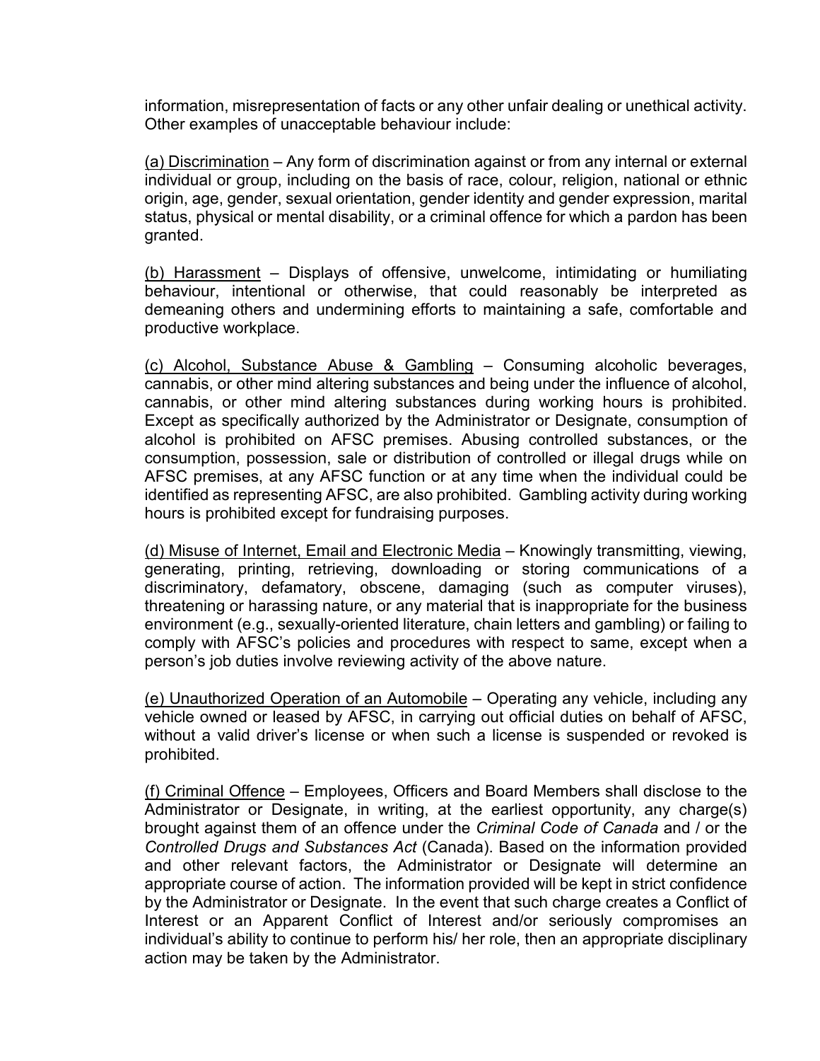information, misrepresentation of facts or any other unfair dealing or unethical activity. Other examples of unacceptable behaviour include:

<u>(a) Discrimination</u> – Any form of discrimination against or from any internal or external individual or group, including on the basis of race, colour, religion, national or ethnic origin, age, gender, sexual orientation, gender identity and gender expression, marital status, physical or mental disability, or a criminal offence for which a pardon has been granted.

<u>(b) Harassment</u> – Displays of offensive, unwelcome, intimidating or humiliating behaviour, intentional or otherwise, that could reasonably be interpreted as demeaning others and undermining efforts to maintaining a safe, comfortable and productive workplace.

<u>(c) Alcohol, Substance Abuse & Gambling</u> – Consuming alcoholic beverages, cannabis, or other mind altering substances and being under the influence of alcohol, cannabis, or other mind altering substances during working hours is prohibited. Except as specifically authorized by the Administrator or Designate, consumption of alcohol is prohibited on AFSC premises. Abusing controlled substances, or the consumption, possession, sale or distribution of controlled or illegal drugs while on AFSC premises, at any AFSC function or at any time when the individual could be identified as representing AFSC, are also prohibited. Gambling activity during working hours is prohibited except for fundraising purposes.

<u>(d) Misuse of Internet, Email and Electronic Media</u> – Knowingly transmitting, viewing, generating, printing, retrieving, downloading or storing communications of a discriminatory, defamatory, obscene, damaging (such as computer viruses), threatening or harassing nature, or any material that is inappropriate for the business environment (e.g., sexually-oriented literature, chain letters and gambling) or failing to comply with AFSC's policies and procedures with respect to same, except when a person's job duties involve reviewing activity of the above nature.

<u>(e) Unauthorized Operation of an Automobile</u> – Operating any vehicle, including any vehicle owned or leased by AFSC, in carrying out official duties on behalf of AFSC, without a valid driver's license or when such a license is suspended or revoked is prohibited.

<u>(f) Criminal Offence</u> – Employees, Officers and Board Members shall disclose to the Administrator or Designate, in writing, at the earliest opportunity, any charge(s) brought against them of an offence under the *Criminal Code of Canada* and / or the *Controlled Drugs and Substances Act* (Canada). Based on the information provided and other relevant factors, the Administrator or Designate will determine an appropriate course of action. The information provided will be kept in strict confidence by the Administrator or Designate. In the event that such charge creates a Conflict of Interest or an Apparent Conflict of Interest and/or seriously compromises an individual's ability to continue to perform his/ her role, then an appropriate disciplinary action may be taken by the Administrator.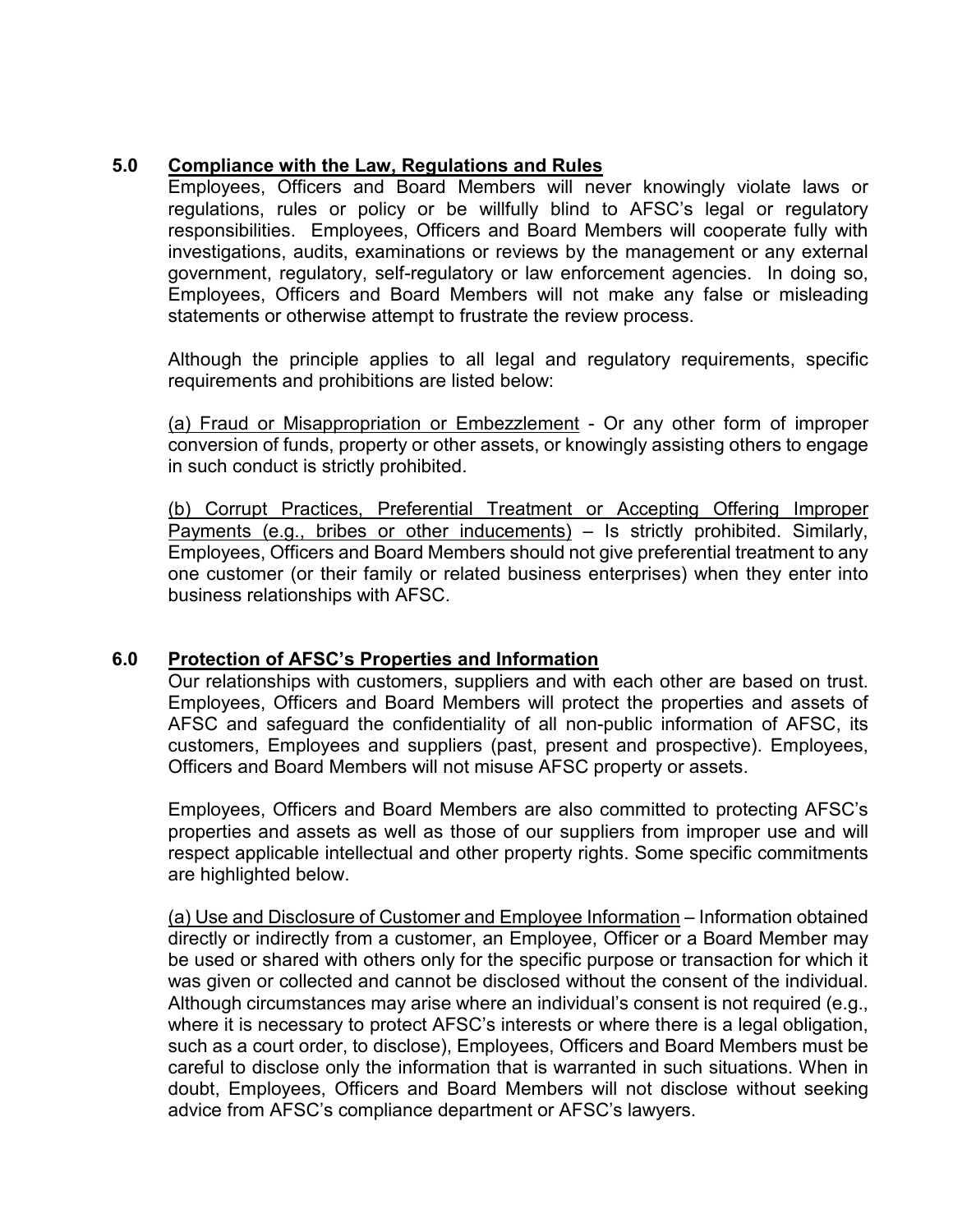## 5.0 Compliance with the Law, Regulations and Rules

Employees, Officers and Board Members will never knowingly violate laws or regulations, rules or policy or be willfully blind to AFSC's legal or regulatory responsibilities. Employees, Officers and Board Members will cooperate fully with investigations, audits, examinations or reviews by the management or any external government, regulatory, self-regulatory or law enforcement agencies. In doing so, Employees, Officers and Board Members will not make any false or misleading statements or otherwise attempt to frustrate the review process.

Although the principle applies to all legal and regulatory requirements, specific requirements and prohibitions are listed below:

(a) Fraud or Misappropriation or Embezzlement - Or any other form of improper conversion of funds, property or other assets, or knowingly assisting others to engage in such conduct is strictly prohibited.

(b) Corrupt Practices, Preferential Treatment or Accepting Offering Improper Payments (e.g., bribes or other inducements) – Is strictly prohibited. Similarly, Employees, Officers and Board Members should not give preferential treatment to any one customer (or their family or related business enterprises) when they enter into business relationships with AFSC.

## 6.0 Protection of AFSC's Properties and Information

Our relationships with customers, suppliers and with each other are based on trust. Employees, Officers and Board Members will protect the properties and assets of AFSC and safeguard the confidentiality of all non-public information of AFSC, its customers, Employees and suppliers (past, present and prospective). Employees, Officers and Board Members will not misuse AFSC property or assets.

Employees, Officers and Board Members are also committed to protecting AFSC's properties and assets as well as those of our suppliers from improper use and will respect applicable intellectual and other property rights. Some specific commitments are highlighted below.

(a) Use and Disclosure of Customer and Employee Information – Information obtained directly or indirectly from a customer, an Employee, Officer or a Board Member may be used or shared with others only for the specific purpose or transaction for which it was given or collected and cannot be disclosed without the consent of the individual. Although circumstances may arise where an individual's consent is not required (e.g., where it is necessary to protect AFSC's interests or where there is a legal obligation, such as a court order, to disclose), Employees, Officers and Board Members must be careful to disclose only the information that is warranted in such situations. When in doubt, Employees, Officers and Board Members will not disclose without seeking advice from AFSC's compliance department or AFSC's lawyers.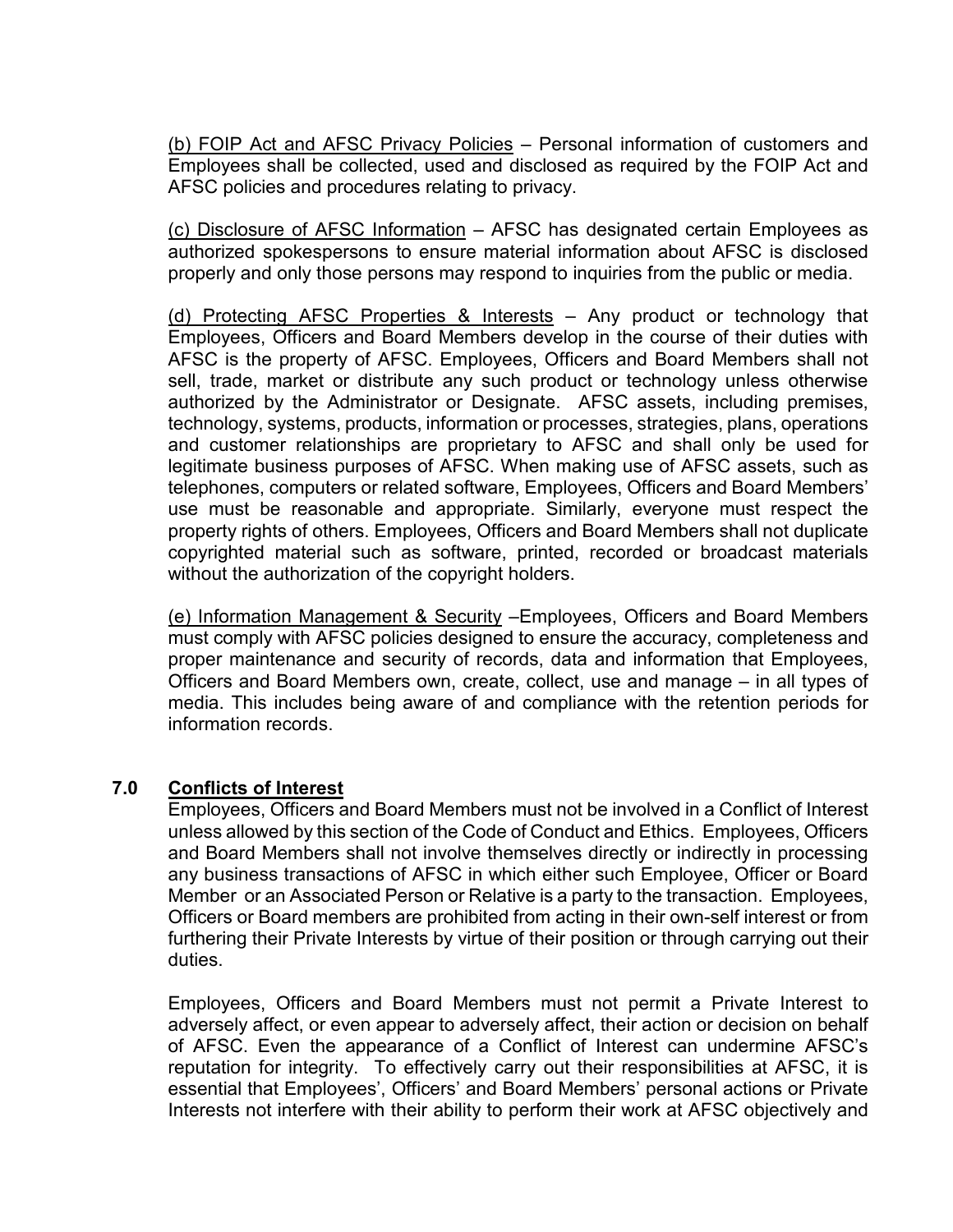(b) FOIP Act and AFSC Privacy Policies – Personal information of customers and Employees shall be collected, used and disclosed as required by the FOIP Act and AFSC policies and procedures relating to privacy.

(c) Disclosure of AFSC Information – AFSC has designated certain Employees as authorized spokespersons to ensure material information about AFSC is disclosed properly and only those persons may respond to inquiries from the public or media.

(d) Protecting AFSC Properties & Interests – Any product or technology that Employees, Officers and Board Members develop in the course of their duties with AFSC is the property of AFSC. Employees, Officers and Board Members shall not sell, trade, market or distribute any such product or technology unless otherwise authorized by the Administrator or Designate. AFSC assets, including premises, technology, systems, products, information or processes, strategies, plans, operations and customer relationships are proprietary to AFSC and shall only be used for legitimate business purposes of AFSC. When making use of AFSC assets, such as telephones, computers or related software, Employees, Officers and Board Members' use must be reasonable and appropriate. Similarly, everyone must respect the property rights of others. Employees, Officers and Board Members shall not duplicate copyrighted material such as software, printed, recorded or broadcast materials without the authorization of the copyright holders.

(e) Information Management & Security –Employees, Officers and Board Members must comply with AFSC policies designed to ensure the accuracy, completeness and proper maintenance and security of records, data and information that Employees, Officers and Board Members own, create, collect, use and manage – in all types of media. This includes being aware of and compliance with the retention periods for information records.

## 7.0 Conflicts of Interest

Employees, Officers and Board Members must not be involved in a Conflict of Interest unless allowed by this section of the Code of Conduct and Ethics. Employees, Officers and Board Members shall not involve themselves directly or indirectly in processing any business transactions of AFSC in which either such Employee, Officer or Board Member or an Associated Person or Relative is a party to the transaction. Employees, Officers or Board members are prohibited from acting in their own-self interest or from furthering their Private Interests by virtue of their position or through carrying out their duties.

Employees, Officers and Board Members must not permit a Private Interest to adversely affect, or even appear to adversely affect, their action or decision on behalf of AFSC. Even the appearance of a Conflict of Interest can undermine AFSC's reputation for integrity. To effectively carry out their responsibilities at AFSC, it is essential that Employees', Officers' and Board Members' personal actions or Private Interests not interfere with their ability to perform their work at AFSC objectively and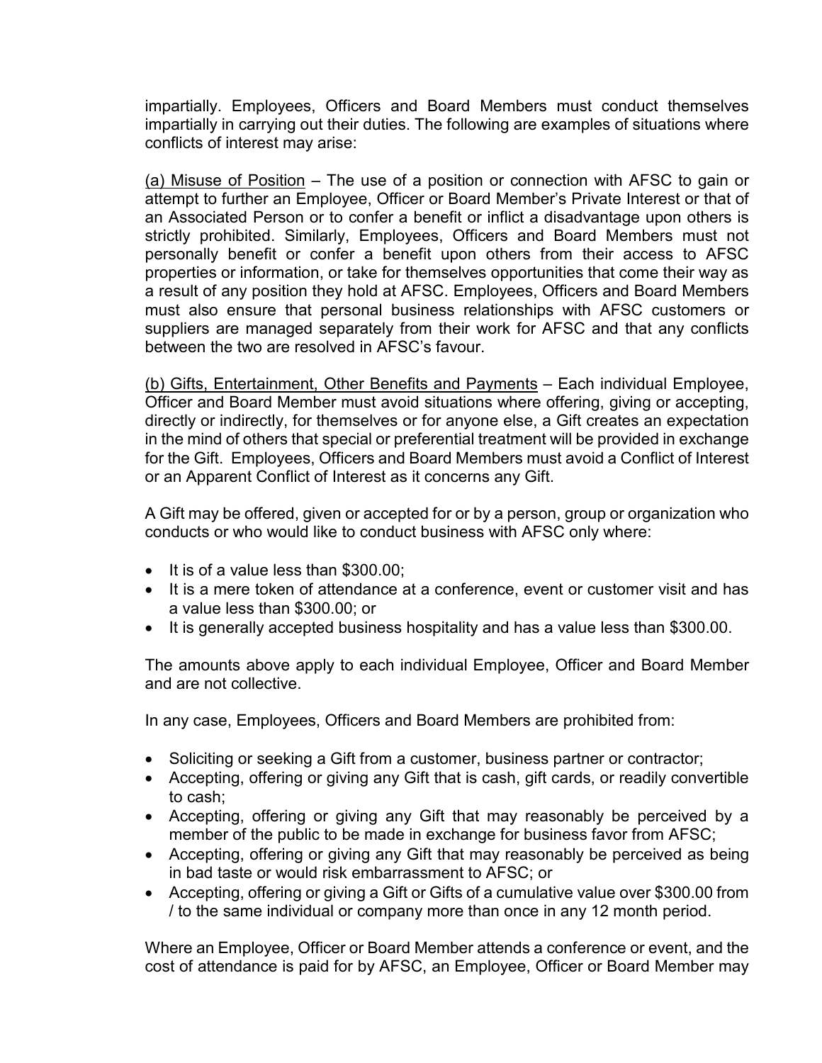impartially. Employees, Officers and Board Members must conduct themselves impartially in carrying out their duties. The following are examples of situations where conflicts of interest may arise:

(a) Misuse of Position – The use of a position or connection with AFSC to gain or attempt to further an Employee, Officer or Board Member's Private Interest or that of an Associated Person or to confer a benefit or inflict a disadvantage upon others is strictly prohibited. Similarly, Employees, Officers and Board Members must not personally benefit or confer a benefit upon others from their access to AFSC properties or information, or take for themselves opportunities that come their way as a result of any position they hold at AFSC. Employees, Officers and Board Members must also ensure that personal business relationships with AFSC customers or suppliers are managed separately from their work for AFSC and that any conflicts between the two are resolved in AFSC's favour.

(b) Gifts, Entertainment, Other Benefits and Payments – Each individual Employee, Officer and Board Member must avoid situations where offering, giving or accepting, directly or indirectly, for themselves or for anyone else, a Gift creates an expectation in the mind of others that special or preferential treatment will be provided in exchange for the Gift. Employees, Officers and Board Members must avoid a Conflict of Interest or an Apparent Conflict of Interest as it concerns any Gift.

A Gift may be offered, given or accepted for or by a person, group or organization who conducts or who would like to conduct business with AFSC only where:

- It is of a value less than $300.00;
- It is a mere token of attendance at a conference, event or customer visit and has a value less than $300.00; or
- It is generally accepted business hospitality and has a value less than $300.00.

The amounts above apply to each individual Employee, Officer and Board Member and are not collective.

In any case, Employees, Officers and Board Members are prohibited from:

- Soliciting or seeking a Gift from a customer, business partner or contractor;
- Accepting, offering or giving any Gift that is cash, gift cards, or readily convertible to cash;
- Accepting, offering or giving any Gift that may reasonably be perceived by a member of the public to be made in exchange for business favor from AFSC;
- Accepting, offering or giving any Gift that may reasonably be perceived as being in bad taste or would risk embarrassment to AFSC; or
- Accepting, offering or giving a Gift or Gifts of a cumulative value over $300.00 from / to the same individual or company more than once in any 12 month period.

Where an Employee, Officer or Board Member attends a conference or event, and the cost of attendance is paid for by AFSC, an Employee, Officer or Board Member may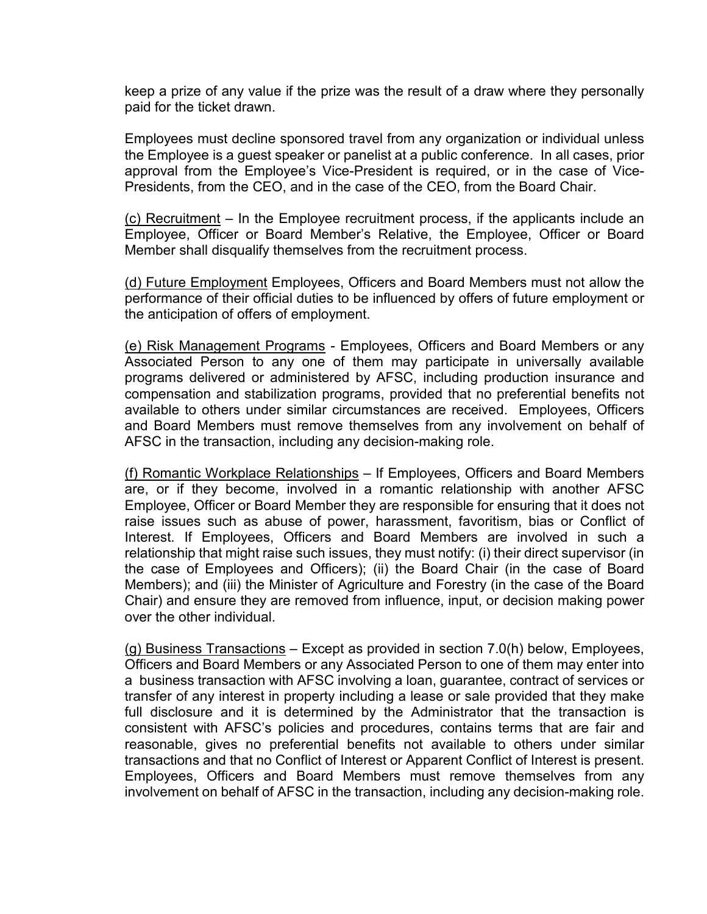keep a prize of any value if the prize was the result of a draw where they personally paid for the ticket drawn.

Employees must decline sponsored travel from any organization or individual unless the Employee is a guest speaker or panelist at a public conference. In all cases, prior approval from the Employee's Vice-President is required, or in the case of Vice-Presidents, from the CEO, and in the case of the CEO, from the Board Chair.

<u>(c) Recruitment</u> – In the Employee recruitment process, if the applicants include an Employee, Officer or Board Member's Relative, the Employee, Officer or Board Member shall disqualify themselves from the recruitment process.

<u>(d) Future Employment</u> Employees, Officers and Board Members must not allow the performance of their official duties to be influenced by offers of future employment or the anticipation of offers of employment.

<u>(e) Risk Management Programs</u> - Employees, Officers and Board Members or any Associated Person to any one of them may participate in universally available programs delivered or administered by AFSC, including production insurance and compensation and stabilization programs, provided that no preferential benefits not available to others under similar circumstances are received. Employees, Officers and Board Members must remove themselves from any involvement on behalf of AFSC in the transaction, including any decision-making role.

<u>(f) Romantic Workplace Relationships</u> – If Employees, Officers and Board Members are, or if they become, involved in a romantic relationship with another AFSC Employee, Officer or Board Member they are responsible for ensuring that it does not raise issues such as abuse of power, harassment, favoritism, bias or Conflict of Interest. If Employees, Officers and Board Members are involved in such a relationship that might raise such issues, they must notify: (i) their direct supervisor (in the case of Employees and Officers); (ii) the Board Chair (in the case of Board Members); and (iii) the Minister of Agriculture and Forestry (in the case of the Board Chair) and ensure they are removed from influence, input, or decision making power over the other individual.

<u>(g) Business Transactions</u> – Except as provided in section 7.0(h) below, Employees, Officers and Board Members or any Associated Person to one of them may enter into a business transaction with AFSC involving a loan, guarantee, contract of services or transfer of any interest in property including a lease or sale provided that they make full disclosure and it is determined by the Administrator that the transaction is consistent with AFSC's policies and procedures, contains terms that are fair and reasonable, gives no preferential benefits not available to others under similar transactions and that no Conflict of Interest or Apparent Conflict of Interest is present. Employees, Officers and Board Members must remove themselves from any involvement on behalf of AFSC in the transaction, including any decision-making role.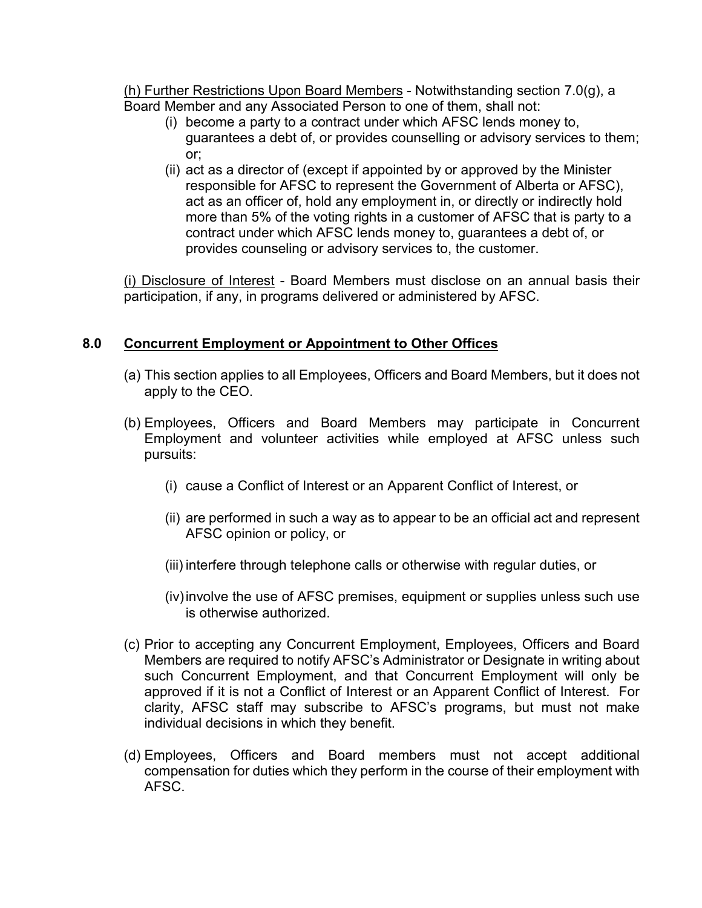<u>(h) Further Restrictions Upon Board Members</u> - Notwithstanding section 7.0(g), a Board Member and any Associated Person to one of them, shall not:

- (i) become a party to a contract under which AFSC lends money to, guarantees a debt of, or provides counselling or advisory services to them; or;
- (ii) act as a director of (except if appointed by or approved by the Minister responsible for AFSC to represent the Government of Alberta or AFSC), act as an officer of, hold any employment in, or directly or indirectly hold more than 5% of the voting rights in a customer of AFSC that is party to a contract under which AFSC lends money to, guarantees a debt of, or provides counseling or advisory services to, the customer.

<u>(i) Disclosure of Interest</u> - Board Members must disclose on an annual basis their participation, if any, in programs delivered or administered by AFSC.

## 8.0 <u>Concurrent Employment or Appointment to Other Offices</u>

(a) This section applies to all Employees, Officers and Board Members, but it does not apply to the CEO.

(b) Employees, Officers and Board Members may participate in Concurrent Employment and volunteer activities while employed at AFSC unless such pursuits:

- (i) cause a Conflict of Interest or an Apparent Conflict of Interest, or
- (ii) are performed in such a way as to appear to be an official act and represent AFSC opinion or policy, or
- (iii) interfere through telephone calls or otherwise with regular duties, or
- (iv) involve the use of AFSC premises, equipment or supplies unless such use is otherwise authorized.

(c) Prior to accepting any Concurrent Employment, Employees, Officers and Board Members are required to notify AFSC's Administrator or Designate in writing about such Concurrent Employment, and that Concurrent Employment will only be approved if it is not a Conflict of Interest or an Apparent Conflict of Interest. For clarity, AFSC staff may subscribe to AFSC's programs, but must not make individual decisions in which they benefit.

(d) Employees, Officers and Board members must not accept additional compensation for duties which they perform in the course of their employment with AFSC.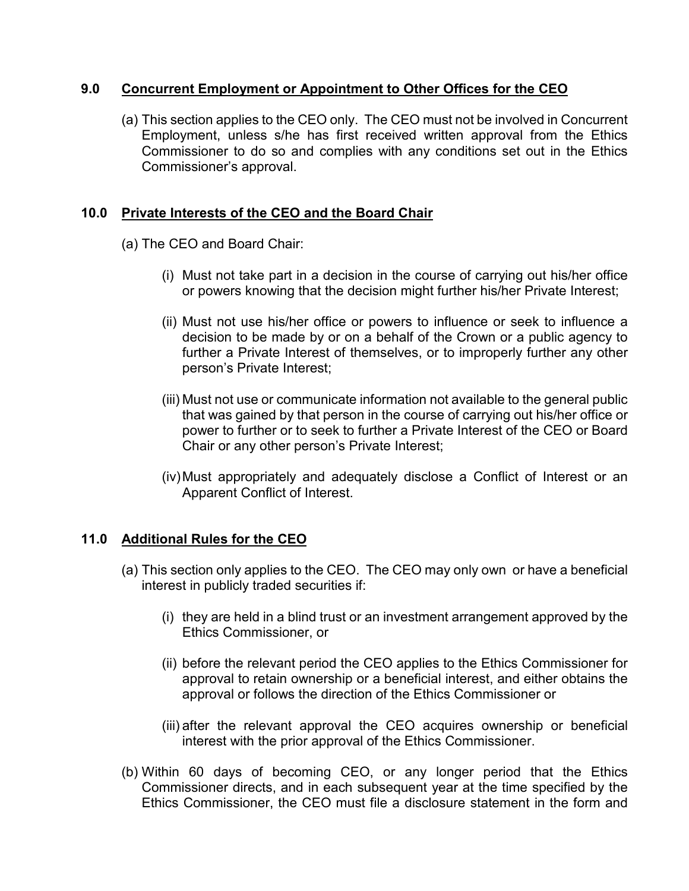## 9.0 Concurrent Employment or Appointment to Other Offices for the CEO

(a) This section applies to the CEO only. The CEO must not be involved in Concurrent Employment, unless s/he has first received written approval from the Ethics Commissioner to do so and complies with any conditions set out in the Ethics Commissioner's approval.

## 10.0 Private Interests of the CEO and the Board Chair

(a) The CEO and Board Chair:

(i) Must not take part in a decision in the course of carrying out his/her office or powers knowing that the decision might further his/her Private Interest;

(ii) Must not use his/her office or powers to influence or seek to influence a decision to be made by or on a behalf of the Crown or a public agency to further a Private Interest of themselves, or to improperly further any other person's Private Interest;

(iii) Must not use or communicate information not available to the general public that was gained by that person in the course of carrying out his/her office or power to further or to seek to further a Private Interest of the CEO or Board Chair or any other person's Private Interest;

(iv) Must appropriately and adequately disclose a Conflict of Interest or an Apparent Conflict of Interest.

## 11.0 Additional Rules for the CEO

(a) This section only applies to the CEO. The CEO may only own or have a beneficial interest in publicly traded securities if:

(i) they are held in a blind trust or an investment arrangement approved by the Ethics Commissioner, or

(ii) before the relevant period the CEO applies to the Ethics Commissioner for approval to retain ownership or a beneficial interest, and either obtains the approval or follows the direction of the Ethics Commissioner or

(iii) after the relevant approval the CEO acquires ownership or beneficial interest with the prior approval of the Ethics Commissioner.

(b) Within 60 days of becoming CEO, or any longer period that the Ethics Commissioner directs, and in each subsequent year at the time specified by the Ethics Commissioner, the CEO must file a disclosure statement in the form and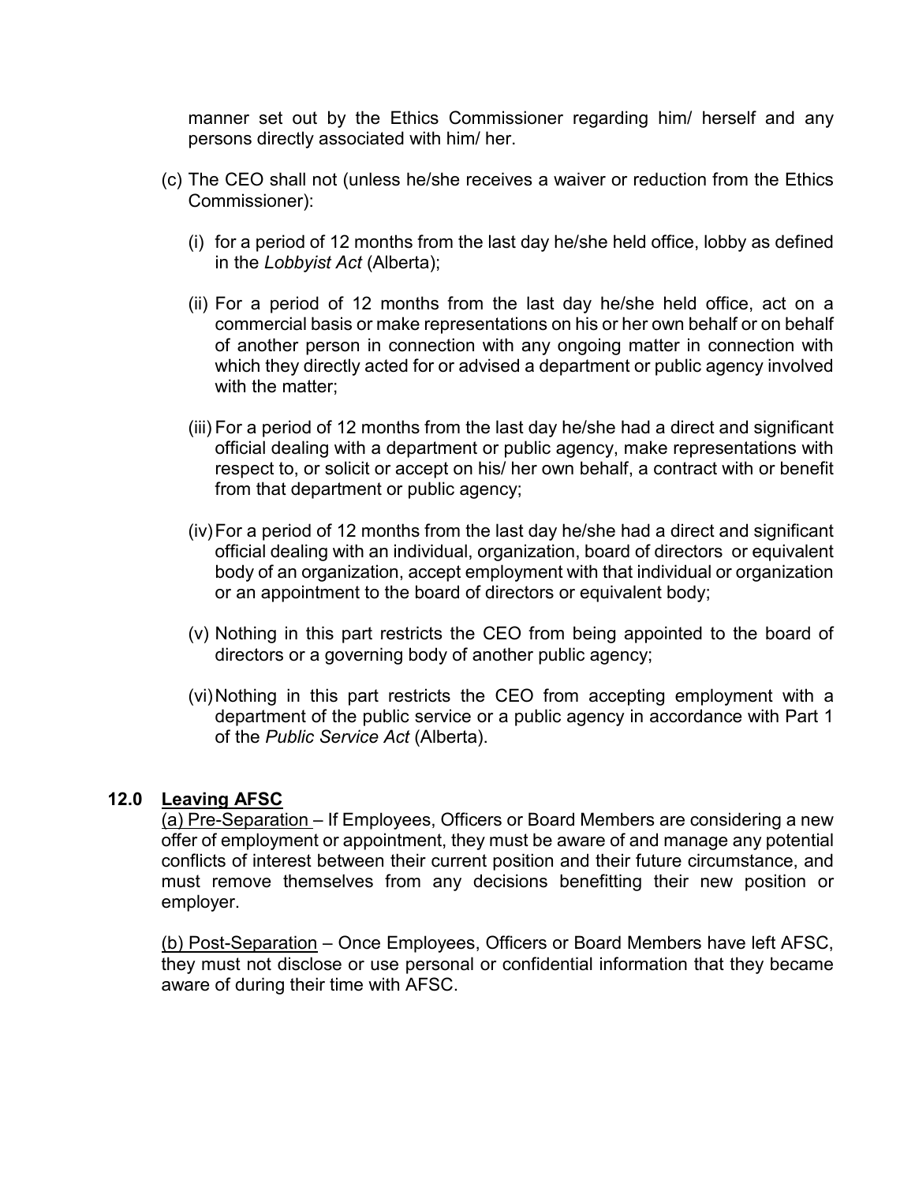manner set out by the Ethics Commissioner regarding him/ herself and any persons directly associated with him/ her.

(c) The CEO shall not (unless he/she receives a waiver or reduction from the Ethics Commissioner):

(i) for a period of 12 months from the last day he/she held office, lobby as defined in the *Lobbyist Act* (Alberta);

(ii) For a period of 12 months from the last day he/she held office, act on a commercial basis or make representations on his or her own behalf or on behalf of another person in connection with any ongoing matter in connection with which they directly acted for or advised a department or public agency involved with the matter;

(iii) For a period of 12 months from the last day he/she had a direct and significant official dealing with a department or public agency, make representations with respect to, or solicit or accept on his/ her own behalf, a contract with or benefit from that department or public agency;

(iv) For a period of 12 months from the last day he/she had a direct and significant official dealing with an individual, organization, board of directors or equivalent body of an organization, accept employment with that individual or organization or an appointment to the board of directors or equivalent body;

(v) Nothing in this part restricts the CEO from being appointed to the board of directors or a governing body of another public agency;

(vi) Nothing in this part restricts the CEO from accepting employment with a department of the public service or a public agency in accordance with Part 1 of the *Public Service Act* (Alberta).

## 12.0 Leaving AFSC

(a) Pre-Separation – If Employees, Officers or Board Members are considering a new offer of employment or appointment, they must be aware of and manage any potential conflicts of interest between their current position and their future circumstance, and must remove themselves from any decisions benefitting their new position or employer.

(b) Post-Separation – Once Employees, Officers or Board Members have left AFSC, they must not disclose or use personal or confidential information that they became aware of during their time with AFSC.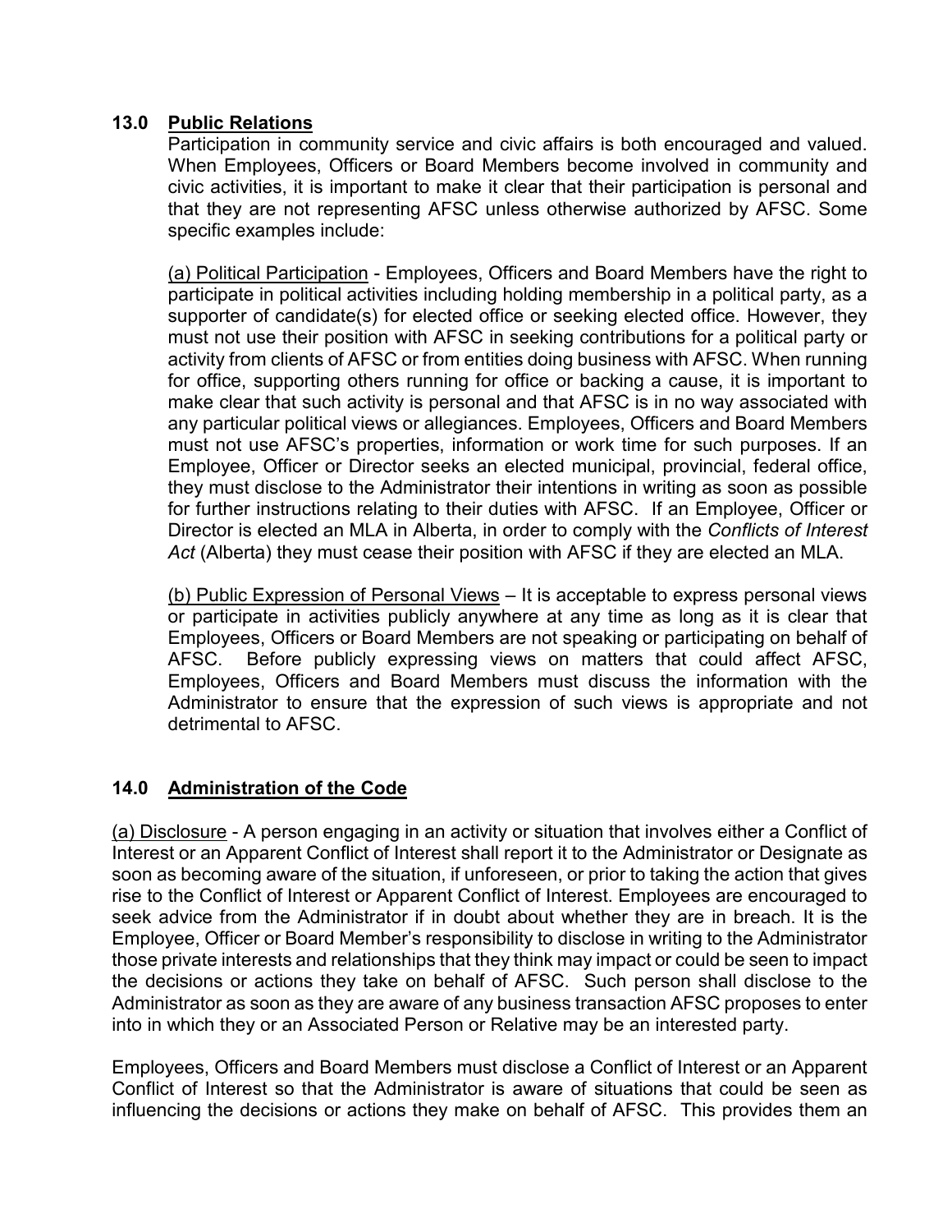## 13.0 Public Relations

Participation in community service and civic affairs is both encouraged and valued. When Employees, Officers or Board Members become involved in community and civic activities, it is important to make it clear that their participation is personal and that they are not representing AFSC unless otherwise authorized by AFSC. Some specific examples include:

(a) Political Participation - Employees, Officers and Board Members have the right to participate in political activities including holding membership in a political party, as a supporter of candidate(s) for elected office or seeking elected office. However, they must not use their position with AFSC in seeking contributions for a political party or activity from clients of AFSC or from entities doing business with AFSC. When running for office, supporting others running for office or backing a cause, it is important to make clear that such activity is personal and that AFSC is in no way associated with any particular political views or allegiances. Employees, Officers and Board Members must not use AFSC's properties, information or work time for such purposes. If an Employee, Officer or Director seeks an elected municipal, provincial, federal office, they must disclose to the Administrator their intentions in writing as soon as possible for further instructions relating to their duties with AFSC. If an Employee, Officer or Director is elected an MLA in Alberta, in order to comply with the *Conflicts of Interest Act* (Alberta) they must cease their position with AFSC if they are elected an MLA.

(b) Public Expression of Personal Views – It is acceptable to express personal views or participate in activities publicly anywhere at any time as long as it is clear that Employees, Officers or Board Members are not speaking or participating on behalf of AFSC. Before publicly expressing views on matters that could affect AFSC, Employees, Officers and Board Members must discuss the information with the Administrator to ensure that the expression of such views is appropriate and not detrimental to AFSC.

## 14.0 Administration of the Code

(a) Disclosure - A person engaging in an activity or situation that involves either a Conflict of Interest or an Apparent Conflict of Interest shall report it to the Administrator or Designate as soon as becoming aware of the situation, if unforeseen, or prior to taking the action that gives rise to the Conflict of Interest or Apparent Conflict of Interest. Employees are encouraged to seek advice from the Administrator if in doubt about whether they are in breach. It is the Employee, Officer or Board Member's responsibility to disclose in writing to the Administrator those private interests and relationships that they think may impact or could be seen to impact the decisions or actions they take on behalf of AFSC. Such person shall disclose to the Administrator as soon as they are aware of any business transaction AFSC proposes to enter into in which they or an Associated Person or Relative may be an interested party.

Employees, Officers and Board Members must disclose a Conflict of Interest or an Apparent Conflict of Interest so that the Administrator is aware of situations that could be seen as influencing the decisions or actions they make on behalf of AFSC. This provides them an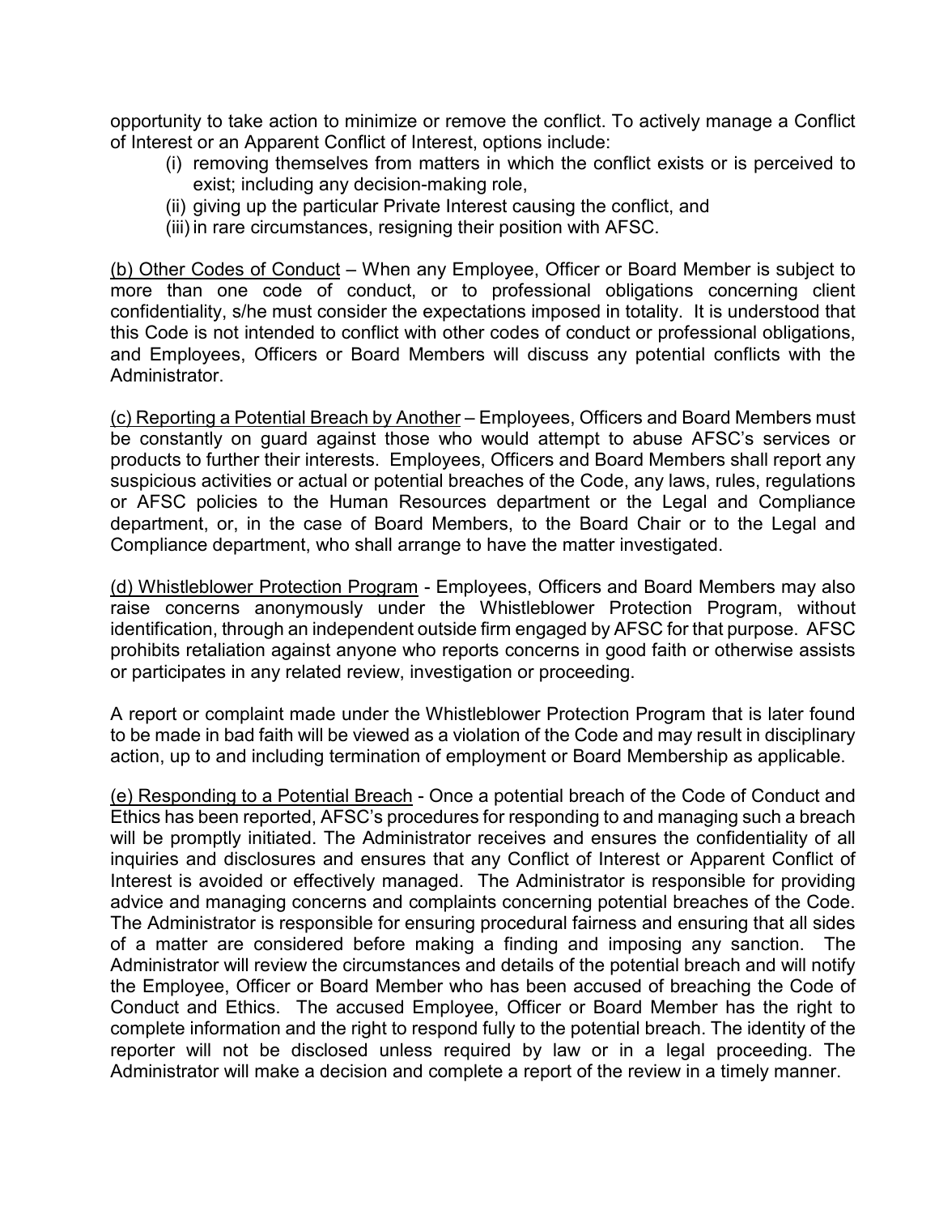opportunity to take action to minimize or remove the conflict. To actively manage a Conflict of Interest or an Apparent Conflict of Interest, options include:

(i) removing themselves from matters in which the conflict exists or is perceived to exist; including any decision-making role,
(ii) giving up the particular Private Interest causing the conflict, and
(iii) in rare circumstances, resigning their position with AFSC.

<u>(b) Other Codes of Conduct</u> – When any Employee, Officer or Board Member is subject to more than one code of conduct, or to professional obligations concerning client confidentiality, s/he must consider the expectations imposed in totality. It is understood that this Code is not intended to conflict with other codes of conduct or professional obligations, and Employees, Officers or Board Members will discuss any potential conflicts with the Administrator.

<u>(c) Reporting a Potential Breach by Another</u> – Employees, Officers and Board Members must be constantly on guard against those who would attempt to abuse AFSC's services or products to further their interests. Employees, Officers and Board Members shall report any suspicious activities or actual or potential breaches of the Code, any laws, rules, regulations or AFSC policies to the Human Resources department or the Legal and Compliance department, or, in the case of Board Members, to the Board Chair or to the Legal and Compliance department, who shall arrange to have the matter investigated.

<u>(d) Whistleblower Protection Program</u> - Employees, Officers and Board Members may also raise concerns anonymously under the Whistleblower Protection Program, without identification, through an independent outside firm engaged by AFSC for that purpose. AFSC prohibits retaliation against anyone who reports concerns in good faith or otherwise assists or participates in any related review, investigation or proceeding.

A report or complaint made under the Whistleblower Protection Program that is later found to be made in bad faith will be viewed as a violation of the Code and may result in disciplinary action, up to and including termination of employment or Board Membership as applicable.

<u>(e) Responding to a Potential Breach</u> - Once a potential breach of the Code of Conduct and Ethics has been reported, AFSC's procedures for responding to and managing such a breach will be promptly initiated. The Administrator receives and ensures the confidentiality of all inquiries and disclosures and ensures that any Conflict of Interest or Apparent Conflict of Interest is avoided or effectively managed. The Administrator is responsible for providing advice and managing concerns and complaints concerning potential breaches of the Code. The Administrator is responsible for ensuring procedural fairness and ensuring that all sides of a matter are considered before making a finding and imposing any sanction. The Administrator will review the circumstances and details of the potential breach and will notify the Employee, Officer or Board Member who has been accused of breaching the Code of Conduct and Ethics. The accused Employee, Officer or Board Member has the right to complete information and the right to respond fully to the potential breach. The identity of the reporter will not be disclosed unless required by law or in a legal proceeding. The Administrator will make a decision and complete a report of the review in a timely manner.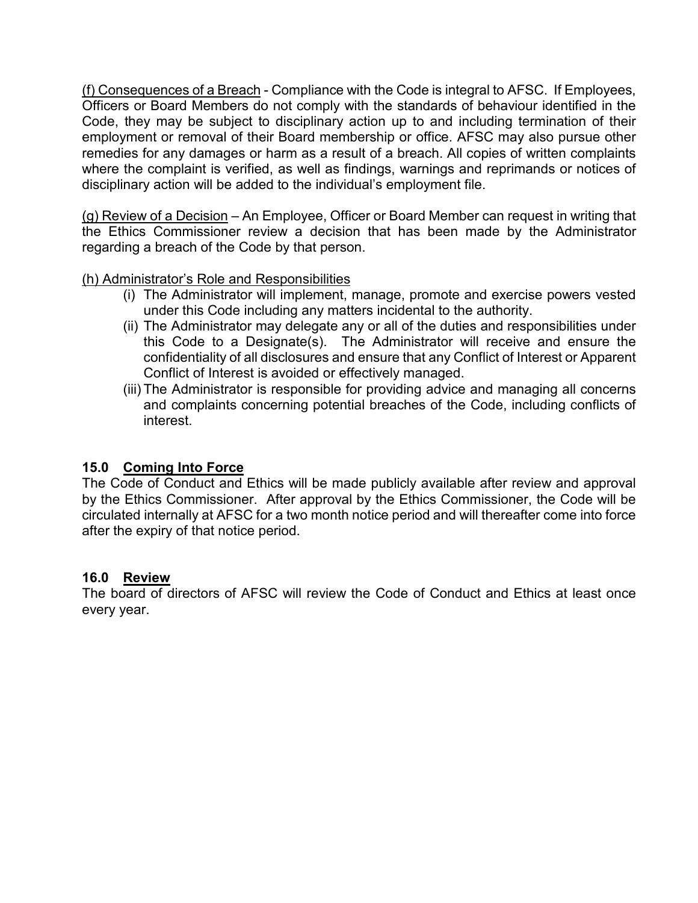(f) Consequences of a Breach - Compliance with the Code is integral to AFSC. If Employees, Officers or Board Members do not comply with the standards of behaviour identified in the Code, they may be subject to disciplinary action up to and including termination of their employment or removal of their Board membership or office. AFSC may also pursue other remedies for any damages or harm as a result of a breach. All copies of written complaints where the complaint is verified, as well as findings, warnings and reprimands or notices of disciplinary action will be added to the individual's employment file.

(g) Review of a Decision – An Employee, Officer or Board Member can request in writing that the Ethics Commissioner review a decision that has been made by the Administrator regarding a breach of the Code by that person.

(h) Administrator's Role and Responsibilities

- (i) The Administrator will implement, manage, promote and exercise powers vested under this Code including any matters incidental to the authority.
- (ii) The Administrator may delegate any or all of the duties and responsibilities under this Code to a Designate(s). The Administrator will receive and ensure the confidentiality of all disclosures and ensure that any Conflict of Interest or Apparent Conflict of Interest is avoided or effectively managed.
- (iii) The Administrator is responsible for providing advice and managing all concerns and complaints concerning potential breaches of the Code, including conflicts of interest.

## 15.0 Coming Into Force

The Code of Conduct and Ethics will be made publicly available after review and approval by the Ethics Commissioner. After approval by the Ethics Commissioner, the Code will be circulated internally at AFSC for a two month notice period and will thereafter come into force after the expiry of that notice period.

## 16.0 Review

The board of directors of AFSC will review the Code of Conduct and Ethics at least once every year.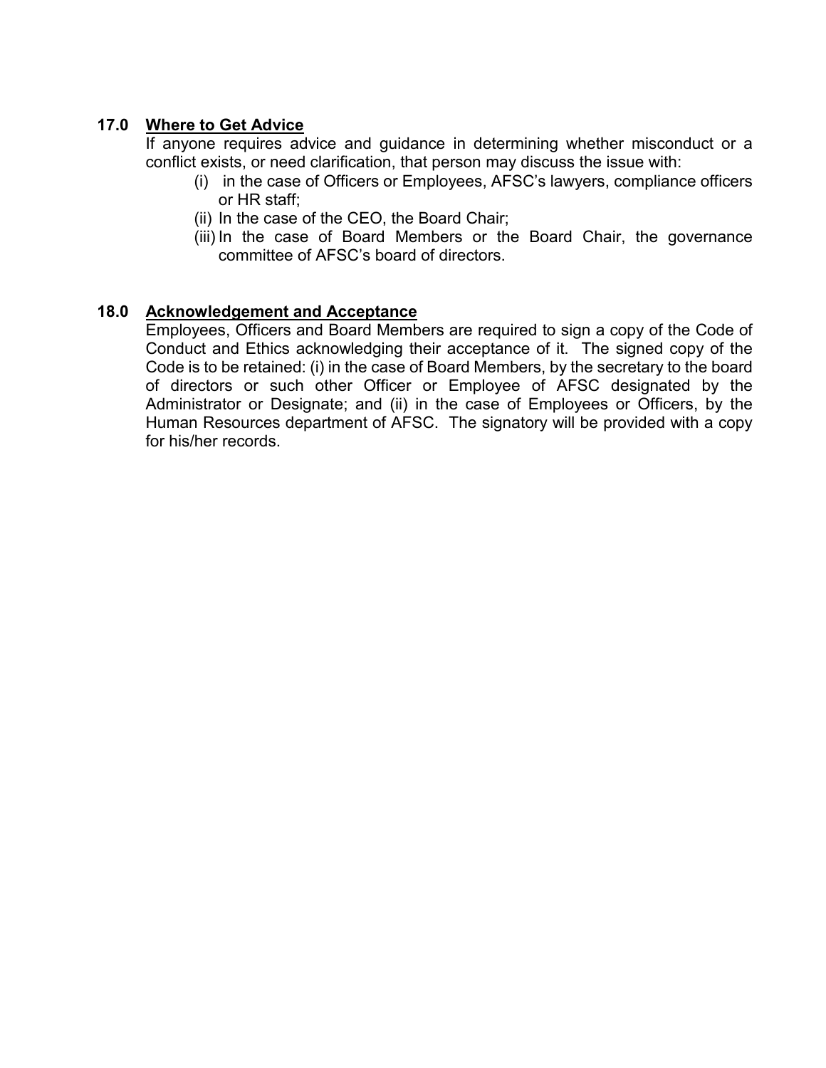## 17.0 Where to Get Advice

If anyone requires advice and guidance in determining whether misconduct or a conflict exists, or need clarification, that person may discuss the issue with:

(i) in the case of Officers or Employees, AFSC's lawyers, compliance officers or HR staff;

(ii) In the case of the CEO, the Board Chair;

(iii) In the case of Board Members or the Board Chair, the governance committee of AFSC's board of directors.

## 18.0 Acknowledgement and Acceptance

Employees, Officers and Board Members are required to sign a copy of the Code of Conduct and Ethics acknowledging their acceptance of it. The signed copy of the Code is to be retained: (i) in the case of Board Members, by the secretary to the board of directors or such other Officer or Employee of AFSC designated by the Administrator or Designate; and (ii) in the case of Employees or Officers, by the Human Resources department of AFSC. The signatory will be provided with a copy for his/her records.